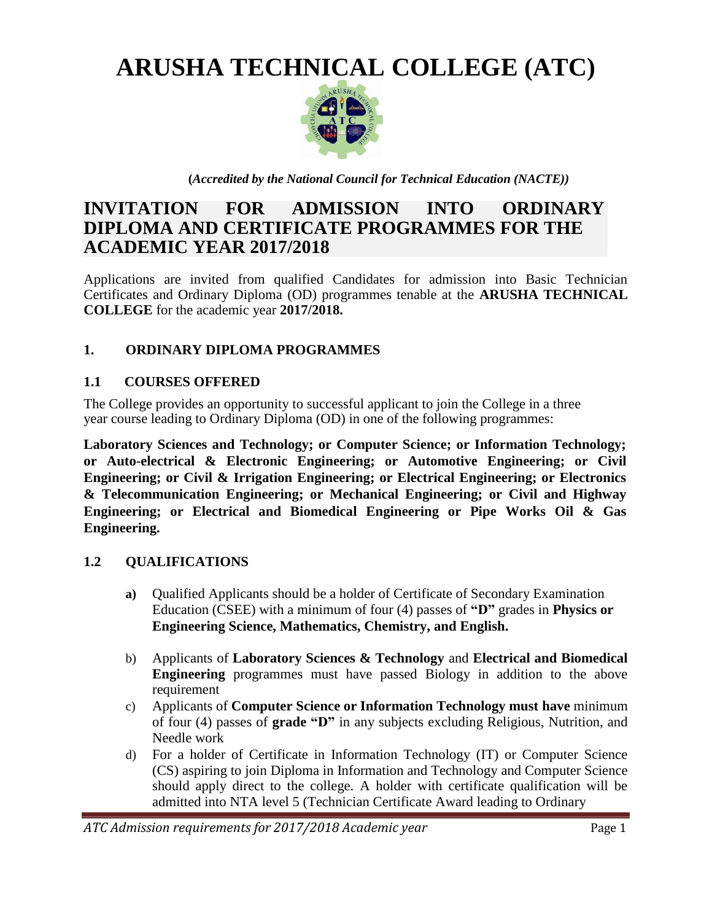# ARUSHA TECHNICAL COLLEGE (ATC)

**(*Accredited by the National Council for Technical Education (NACTE)*)**

## INVITATION FOR ADMISSION INTO ORDINARY DIPLOMA AND CERTIFICATE PROGRAMMES FOR THE ACADEMIC YEAR 2017/2018

Applications are invited from qualified Candidates for admission into Basic Technician Certificates and Ordinary Diploma (OD) programmes tenable at the **ARUSHA TECHNICAL COLLEGE** for the academic year **2017/2018.**

### 1. ORDINARY DIPLOMA PROGRAMMES

### 1.1 COURSES OFFERED

The College provides an opportunity to successful applicant to join the College in a three year course leading to Ordinary Diploma (OD) in one of the following programmes:

**Laboratory Sciences and Technology; or Computer Science; or Information Technology; or Auto-electrical & Electronic Engineering; or Automotive Engineering; or Civil Engineering; or Civil & Irrigation Engineering; or Electrical Engineering; or Electronics & Telecommunication Engineering; or Mechanical Engineering; or Civil and Highway Engineering; or Electrical and Biomedical Engineering or Pipe Works Oil & Gas Engineering.**

### 1.2 QUALIFICATIONS

**a)** Qualified Applicants should be a holder of Certificate of Secondary Examination Education (CSEE) with a minimum of four (4) passes of **"D"** grades in **Physics or Engineering Science, Mathematics, Chemistry, and English.**

b) Applicants of **Laboratory Sciences & Technology** and **Electrical and Biomedical Engineering** programmes must have passed Biology in addition to the above requirement

c) Applicants of **Computer Science or Information Technology must have** minimum of four (4) passes of **grade "D"** in any subjects excluding Religious, Nutrition, and Needle work

d) For a holder of Certificate in Information Technology (IT) or Computer Science (CS) aspiring to join Diploma in Information and Technology and Computer Science should apply direct to the college. A holder with certificate qualification will be admitted into NTA level 5 (Technician Certificate Award leading to Ordinary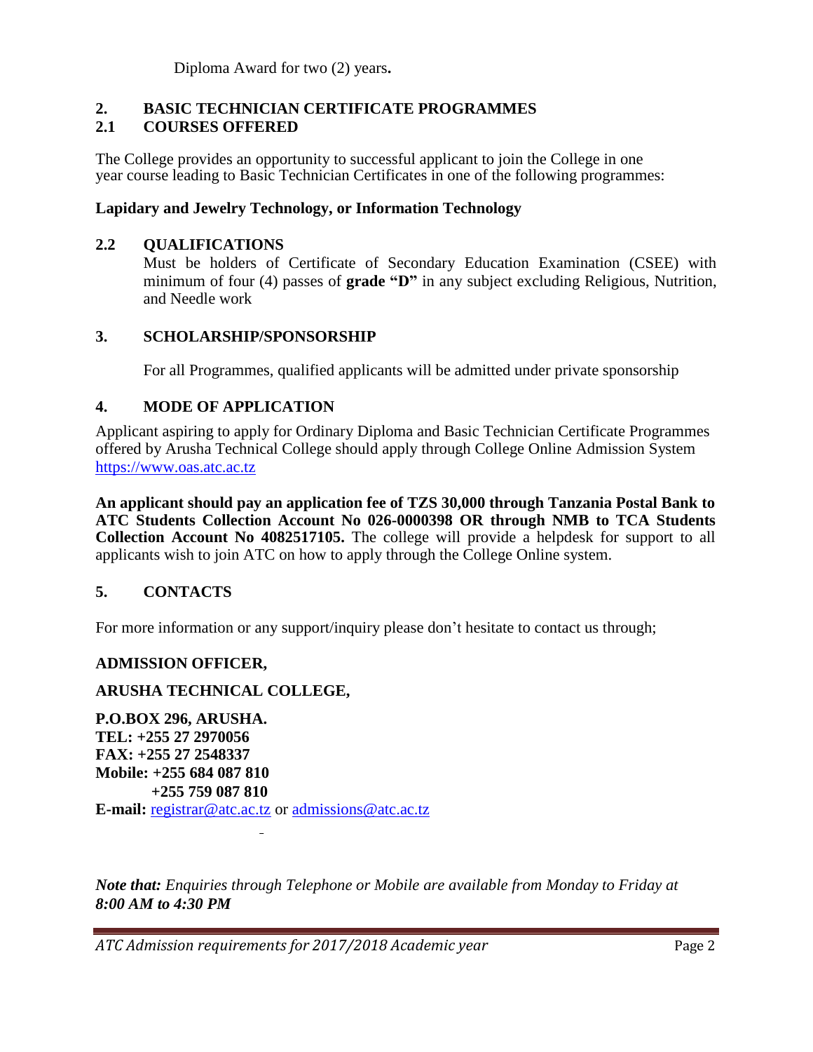Diploma Award for two (2) years**.**

## 2. BASIC TECHNICIAN CERTIFICATE PROGRAMMES

### 2.1 COURSES OFFERED

The College provides an opportunity to successful applicant to join the College in one year course leading to Basic Technician Certificates in one of the following programmes:

**Lapidary and Jewelry Technology, or Information Technology**

### 2.2 QUALIFICATIONS

Must be holders of Certificate of Secondary Education Examination (CSEE) with minimum of four (4) passes of **grade "D"** in any subject excluding Religious, Nutrition, and Needle work

## 3. SCHOLARSHIP/SPONSORSHIP

For all Programmes, qualified applicants will be admitted under private sponsorship

## 4. MODE OF APPLICATION

Applicant aspiring to apply for Ordinary Diploma and Basic Technician Certificate Programmes offered by Arusha Technical College should apply through College Online Admission System https://www.oas.atc.ac.tz

**An applicant should pay an application fee of TZS 30,000 through Tanzania Postal Bank to ATC Students Collection Account No 026-0000398 OR through NMB to TCA Students Collection Account No 4082517105.** The college will provide a helpdesk for support to all applicants wish to join ATC on how to apply through the College Online system.

## 5. CONTACTS

For more information or any support/inquiry please don't hesitate to contact us through;

**ADMISSION OFFICER,**

**ARUSHA TECHNICAL COLLEGE,**

**P.O.BOX 296, ARUSHA.**
**TEL: +255 27 2970056**
**FAX: +255 27 2548337**
**Mobile: +255 684 087 810**
**+255 759 087 810**
**E-mail:** registrar@atc.ac.tz or admissions@atc.ac.tz

***Note that:*** *Enquiries through Telephone or Mobile are available from Monday to Friday at* ***8:00 AM to 4:30 PM***